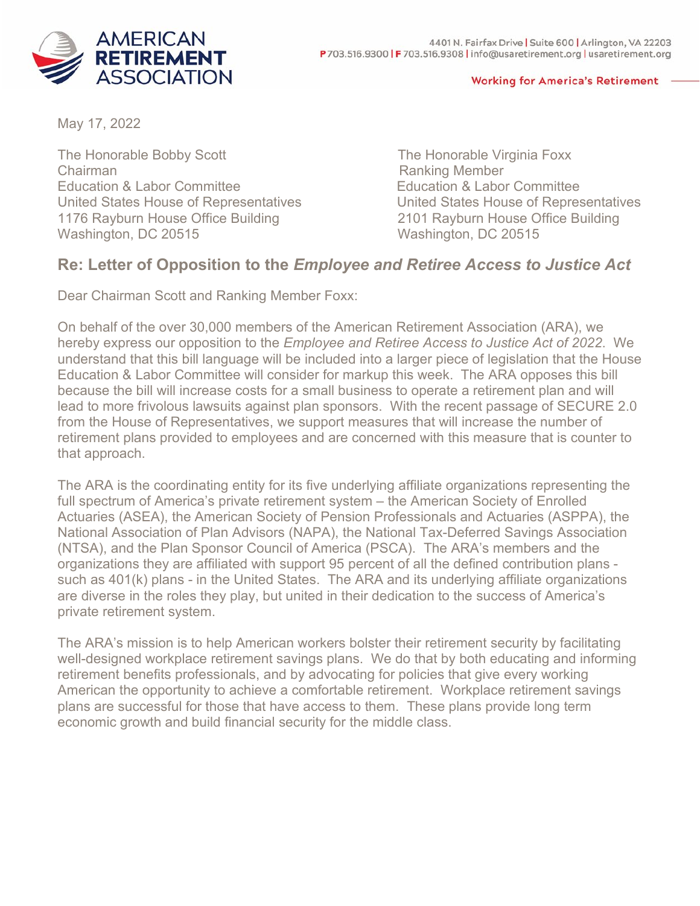**AMERICAN RETIREMENT ASSOCIATION**

4401 N. Fairfax Drive | Suite 600 | Arlington, VA 22203
P 703.516.9300 | F 703.516.9308 | info@usaretirement.org | usaretirement.org

Working for America's Retirement

May 17, 2022

The Honorable Bobby Scott
Chairman
Education & Labor Committee
United States House of Representatives
1176 Rayburn House Office Building
Washington, DC 20515

The Honorable Virginia Foxx
Ranking Member
Education & Labor Committee
United States House of Representatives
2101 Rayburn House Office Building
Washington, DC 20515

## Re: Letter of Opposition to the *Employee and Retiree Access to Justice Act*

Dear Chairman Scott and Ranking Member Foxx:

On behalf of the over 30,000 members of the American Retirement Association (ARA), we hereby express our opposition to the *Employee and Retiree Access to Justice Act of 2022*. We understand that this bill language will be included into a larger piece of legislation that the House Education & Labor Committee will consider for markup this week. The ARA opposes this bill because the bill will increase costs for a small business to operate a retirement plan and will lead to more frivolous lawsuits against plan sponsors. With the recent passage of SECURE 2.0 from the House of Representatives, we support measures that will increase the number of retirement plans provided to employees and are concerned with this measure that is counter to that approach.

The ARA is the coordinating entity for its five underlying affiliate organizations representing the full spectrum of America's private retirement system – the American Society of Enrolled Actuaries (ASEA), the American Society of Pension Professionals and Actuaries (ASPPA), the National Association of Plan Advisors (NAPA), the National Tax-Deferred Savings Association (NTSA), and the Plan Sponsor Council of America (PSCA). The ARA's members and the organizations they are affiliated with support 95 percent of all the defined contribution plans - such as 401(k) plans - in the United States. The ARA and its underlying affiliate organizations are diverse in the roles they play, but united in their dedication to the success of America's private retirement system.

The ARA's mission is to help American workers bolster their retirement security by facilitating well-designed workplace retirement savings plans. We do that by both educating and informing retirement benefits professionals, and by advocating for policies that give every working American the opportunity to achieve a comfortable retirement. Workplace retirement savings plans are successful for those that have access to them. These plans provide long term economic growth and build financial security for the middle class.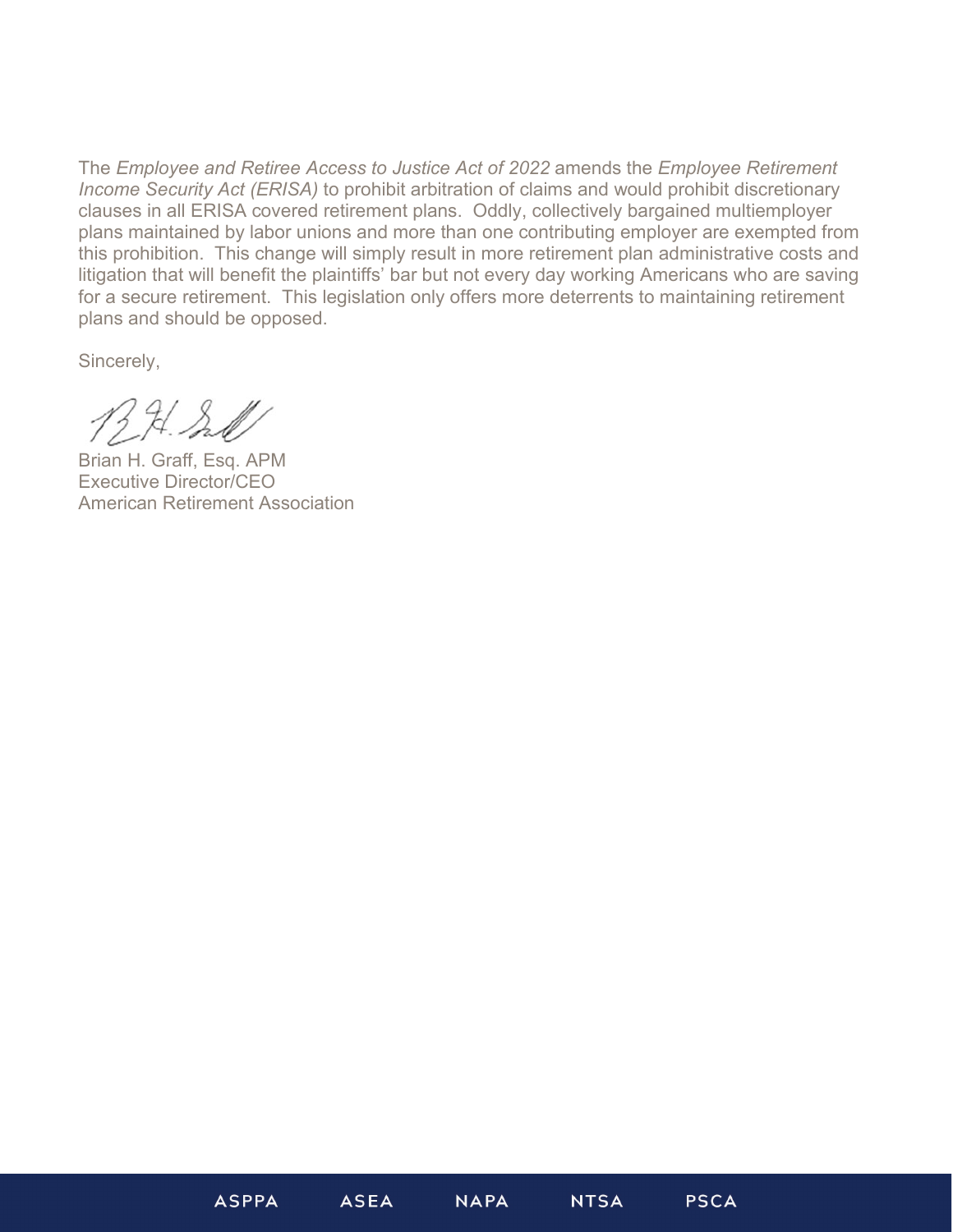The *Employee and Retiree Access to Justice Act of 2022* amends the *Employee Retirement Income Security Act (ERISA)* to prohibit arbitration of claims and would prohibit discretionary clauses in all ERISA covered retirement plans. Oddly, collectively bargained multiemployer plans maintained by labor unions and more than one contributing employer are exempted from this prohibition. This change will simply result in more retirement plan administrative costs and litigation that will benefit the plaintiffs' bar but not every day working Americans who are saving for a secure retirement. This legislation only offers more deterrents to maintaining retirement plans and should be opposed.

Sincerely,

Brian H. Graff, Esq. APM
Executive Director/CEO
American Retirement Association